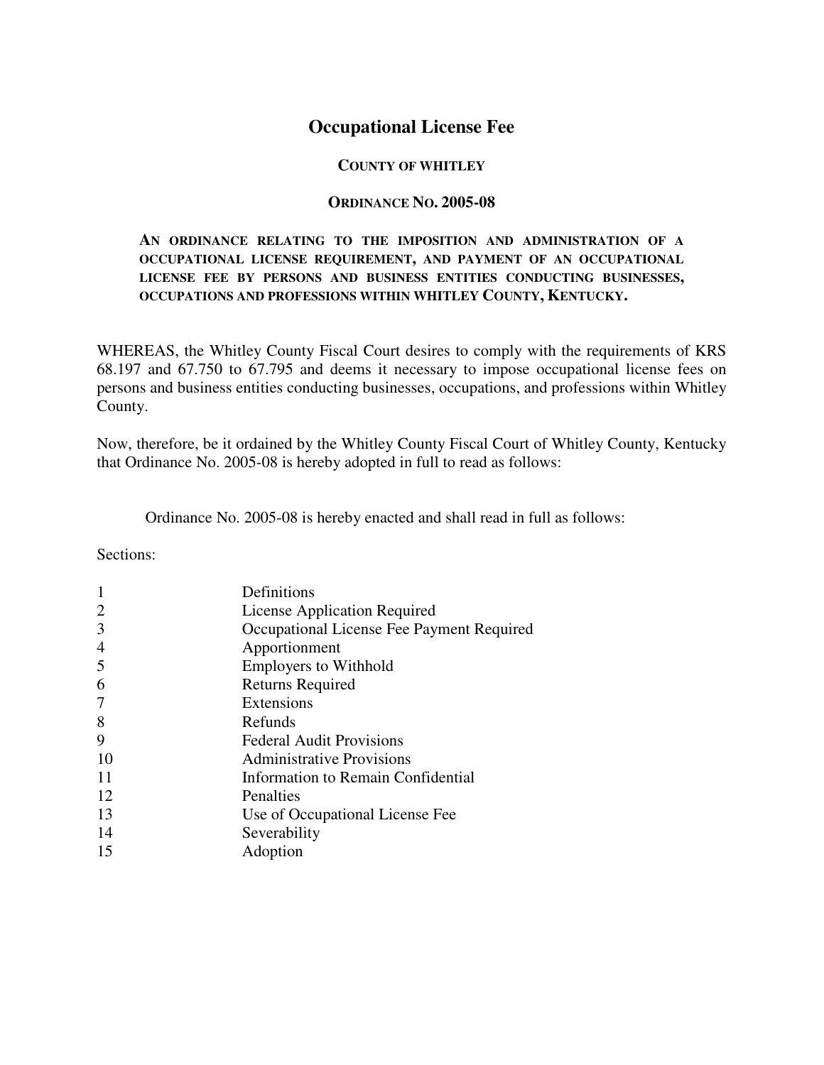# Occupational License Fee

## County of Whitley

## Ordinance No. 2005-08

**An ordinance relating to the imposition and administration of a occupational license requirement, and payment of an occupational license fee by persons and business entities conducting businesses, occupations and professions within Whitley County, Kentucky.**

WHEREAS, the Whitley County Fiscal Court desires to comply with the requirements of KRS 68.197 and 67.750 to 67.795 and deems it necessary to impose occupational license fees on persons and business entities conducting businesses, occupations, and professions within Whitley County.

Now, therefore, be it ordained by the Whitley County Fiscal Court of Whitley County, Kentucky that Ordinance No. 2005-08 is hereby adopted in full to read as follows:

Ordinance No. 2005-08 is hereby enacted and shall read in full as follows:

Sections:

| | |
|---|---|
| 1 | Definitions |
| 2 | License Application Required |
| 3 | Occupational License Fee Payment Required |
| 4 | Apportionment |
| 5 | Employers to Withhold |
| 6 | Returns Required |
| 7 | Extensions |
| 8 | Refunds |
| 9 | Federal Audit Provisions |
| 10 | Administrative Provisions |
| 11 | Information to Remain Confidential |
| 12 | Penalties |
| 13 | Use of Occupational License Fee |
| 14 | Severability |
| 15 | Adoption |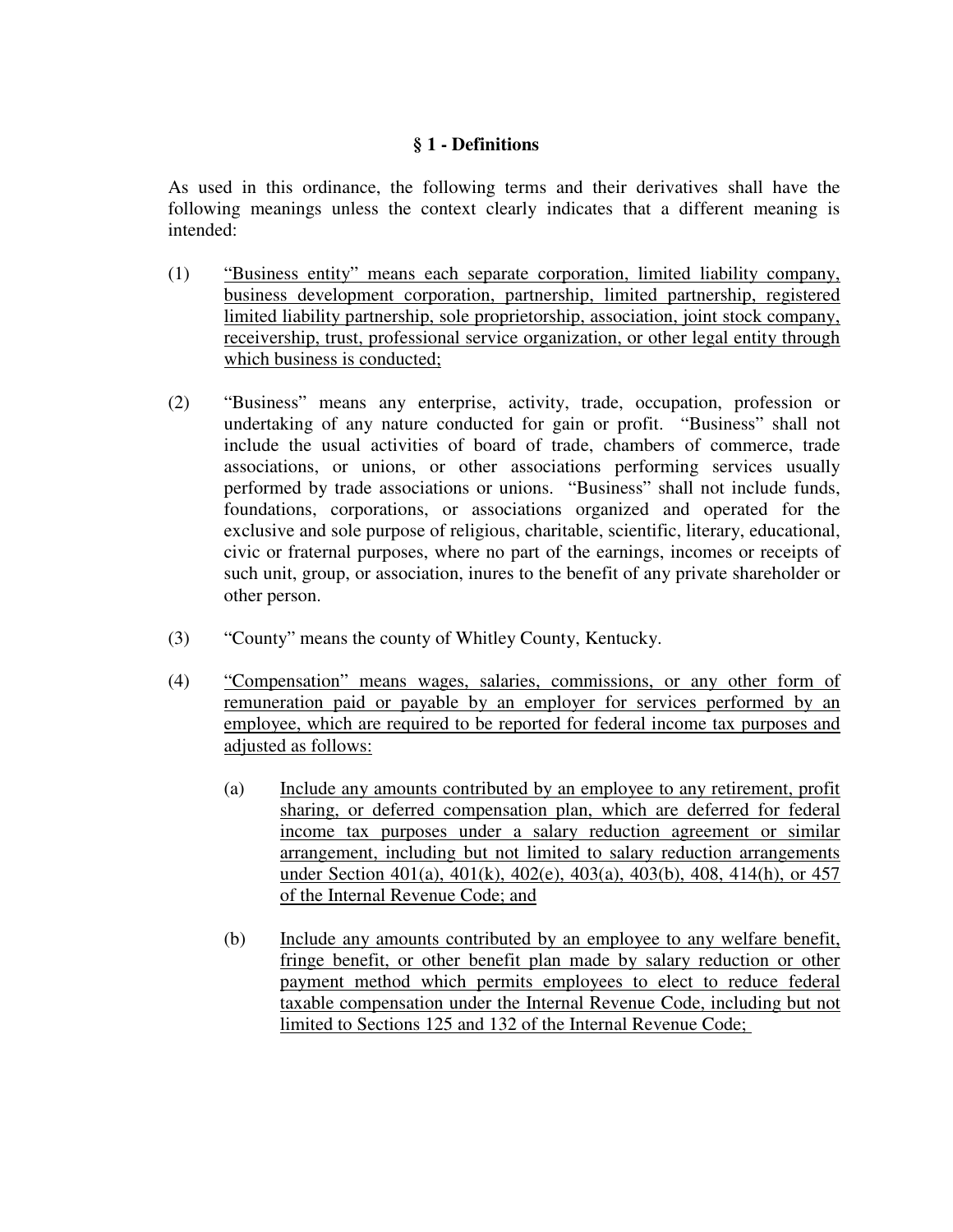### § 1 - Definitions

As used in this ordinance, the following terms and their derivatives shall have the following meanings unless the context clearly indicates that a different meaning is intended:

(1) <u>"Business entity" means each separate corporation, limited liability company, business development corporation, partnership, limited partnership, registered limited liability partnership, sole proprietorship, association, joint stock company, receivership, trust, professional service organization, or other legal entity through which business is conducted;</u>

(2) "Business" means any enterprise, activity, trade, occupation, profession or undertaking of any nature conducted for gain or profit. "Business" shall not include the usual activities of board of trade, chambers of commerce, trade associations, or unions, or other associations performing services usually performed by trade associations or unions. "Business" shall not include funds, foundations, corporations, or associations organized and operated for the exclusive and sole purpose of religious, charitable, scientific, literary, educational, civic or fraternal purposes, where no part of the earnings, incomes or receipts of such unit, group, or association, inures to the benefit of any private shareholder or other person.

(3) "County" means the county of Whitley County, Kentucky.

(4) <u>"Compensation" means wages, salaries, commissions, or any other form of remuneration paid or payable by an employer for services performed by an employee, which are required to be reported for federal income tax purposes and adjusted as follows:</u>

  (a) <u>Include any amounts contributed by an employee to any retirement, profit sharing, or deferred compensation plan, which are deferred for federal income tax purposes under a salary reduction agreement or similar arrangement, including but not limited to salary reduction arrangements under Section 401(a), 401(k), 402(e), 403(a), 403(b), 408, 414(h), or 457 of the Internal Revenue Code; and</u>

  (b) <u>Include any amounts contributed by an employee to any welfare benefit, fringe benefit, or other benefit plan made by salary reduction or other payment method which permits employees to elect to reduce federal taxable compensation under the Internal Revenue Code, including but not limited to Sections 125 and 132 of the Internal Revenue Code;</u>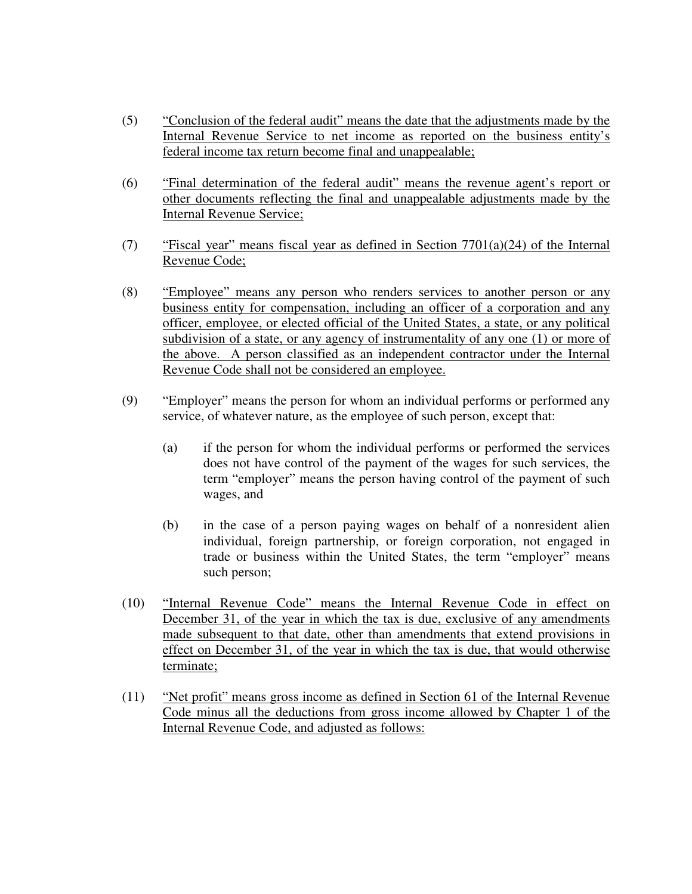(5) <u>"Conclusion of the federal audit" means the date that the adjustments made by the Internal Revenue Service to net income as reported on the business entity's federal income tax return become final and unappealable;</u>

(6) <u>"Final determination of the federal audit" means the revenue agent's report or other documents reflecting the final and unappealable adjustments made by the Internal Revenue Service;</u>

(7) <u>"Fiscal year" means fiscal year as defined in Section 7701(a)(24) of the Internal Revenue Code;</u>

(8) <u>"Employee" means any person who renders services to another person or any business entity for compensation, including an officer of a corporation and any officer, employee, or elected official of the United States, a state, or any political subdivision of a state, or any agency of instrumentality of any one (1) or more of the above. A person classified as an independent contractor under the Internal Revenue Code shall not be considered an employee.</u>

(9) "Employer" means the person for whom an individual performs or performed any service, of whatever nature, as the employee of such person, except that:

   (a) if the person for whom the individual performs or performed the services does not have control of the payment of the wages for such services, the term "employer" means the person having control of the payment of such wages, and

   (b) in the case of a person paying wages on behalf of a nonresident alien individual, foreign partnership, or foreign corporation, not engaged in trade or business within the United States, the term "employer" means such person;

(10) <u>"Internal Revenue Code" means the Internal Revenue Code in effect on December 31, of the year in which the tax is due, exclusive of any amendments made subsequent to that date, other than amendments that extend provisions in effect on December 31, of the year in which the tax is due, that would otherwise terminate;</u>

(11) <u>"Net profit" means gross income as defined in Section 61 of the Internal Revenue Code minus all the deductions from gross income allowed by Chapter 1 of the Internal Revenue Code, and adjusted as follows:</u>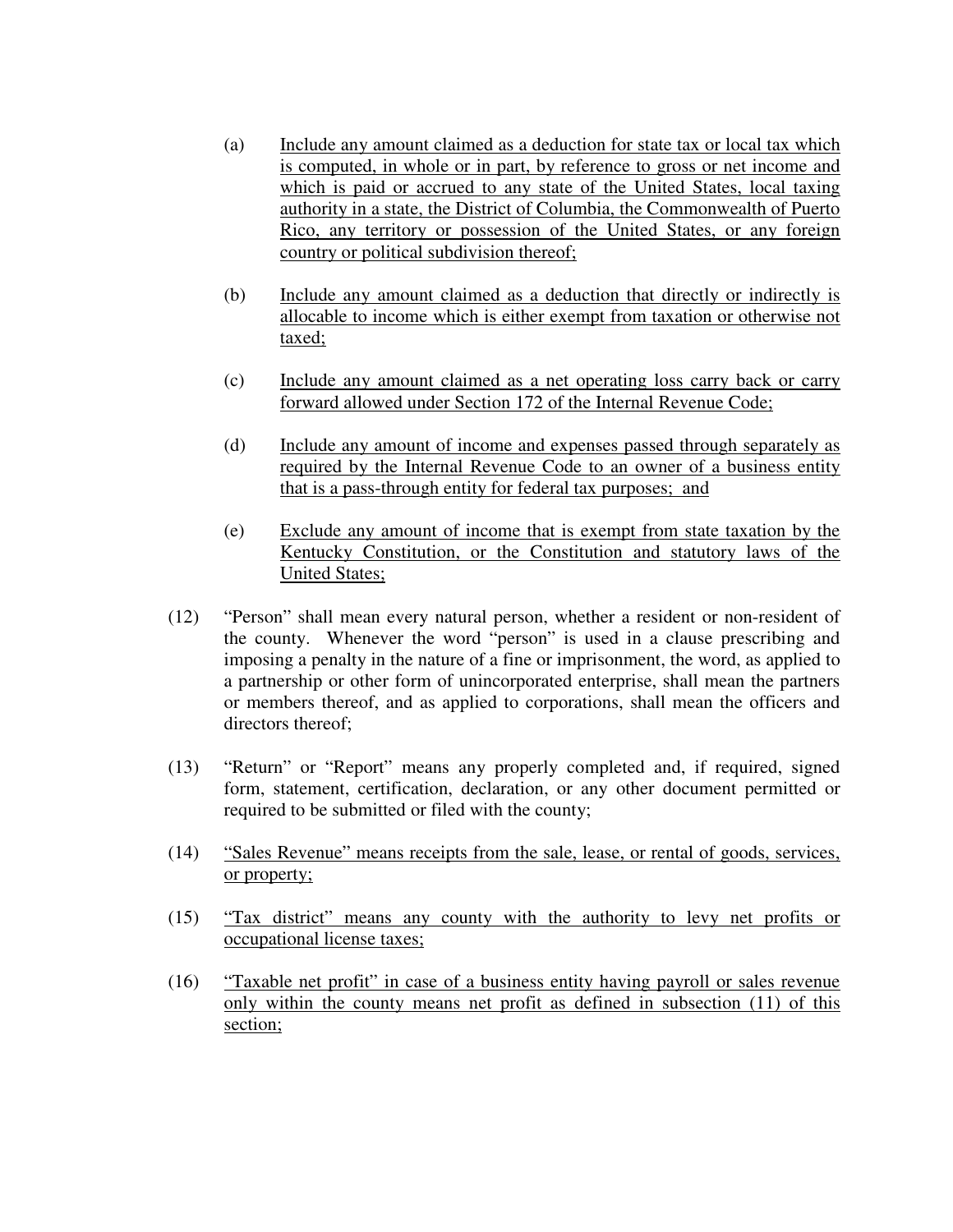(a) Include any amount claimed as a deduction for state tax or local tax which is computed, in whole or in part, by reference to gross or net income and which is paid or accrued to any state of the United States, local taxing authority in a state, the District of Columbia, the Commonwealth of Puerto Rico, any territory or possession of the United States, or any foreign country or political subdivision thereof;

(b) Include any amount claimed as a deduction that directly or indirectly is allocable to income which is either exempt from taxation or otherwise not taxed;

(c) Include any amount claimed as a net operating loss carry back or carry forward allowed under Section 172 of the Internal Revenue Code;

(d) Include any amount of income and expenses passed through separately as required by the Internal Revenue Code to an owner of a business entity that is a pass-through entity for federal tax purposes; and

(e) Exclude any amount of income that is exempt from state taxation by the Kentucky Constitution, or the Constitution and statutory laws of the United States;

(12) "Person" shall mean every natural person, whether a resident or non-resident of the county. Whenever the word "person" is used in a clause prescribing and imposing a penalty in the nature of a fine or imprisonment, the word, as applied to a partnership or other form of unincorporated enterprise, shall mean the partners or members thereof, and as applied to corporations, shall mean the officers and directors thereof;

(13) "Return" or "Report" means any properly completed and, if required, signed form, statement, certification, declaration, or any other document permitted or required to be submitted or filed with the county;

(14) "Sales Revenue" means receipts from the sale, lease, or rental of goods, services, or property;

(15) "Tax district" means any county with the authority to levy net profits or occupational license taxes;

(16) "Taxable net profit" in case of a business entity having payroll or sales revenue only within the county means net profit as defined in subsection (11) of this section;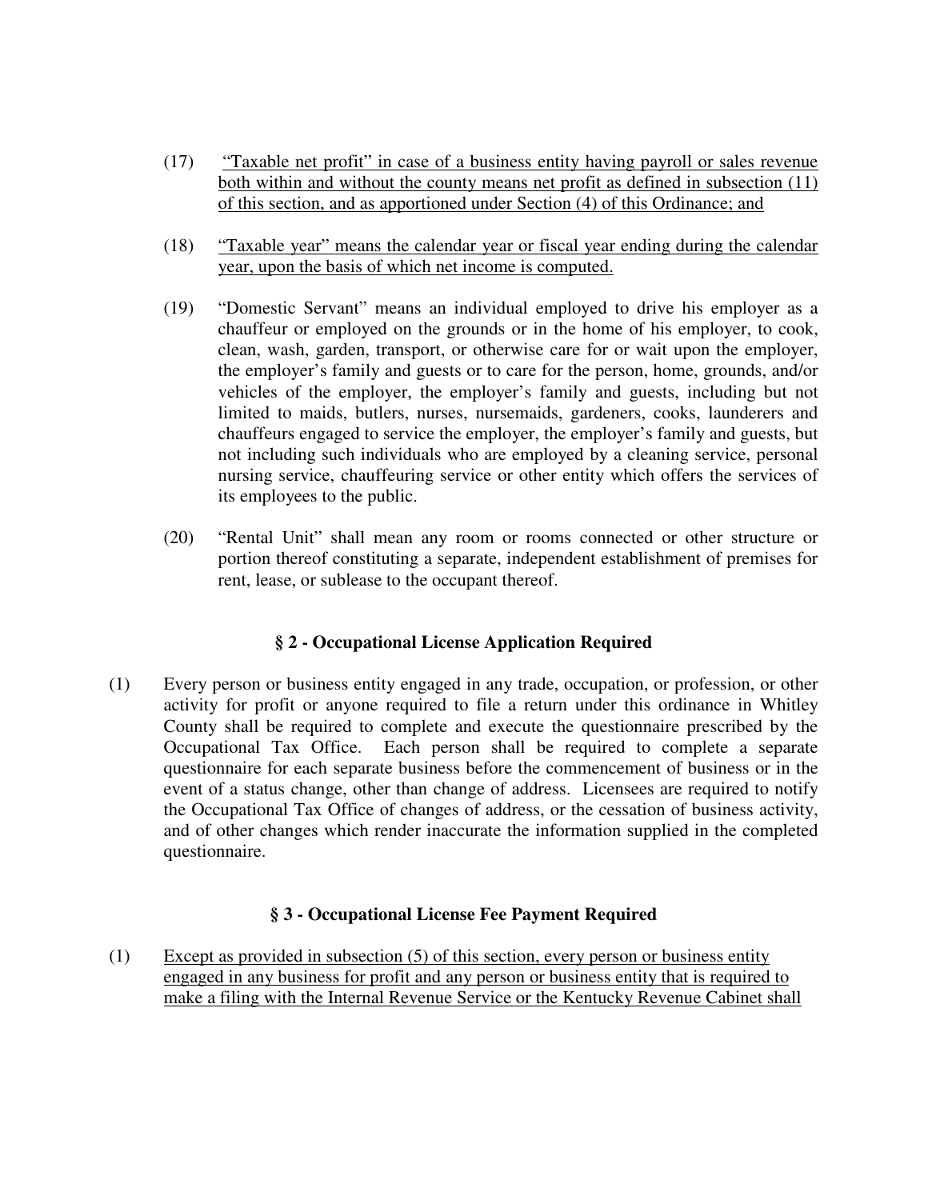(17) "Taxable net profit" in case of a business entity having payroll or sales revenue both within and without the county means net profit as defined in subsection (11) of this section, and as apportioned under Section (4) of this Ordinance; and

(18) "Taxable year" means the calendar year or fiscal year ending during the calendar year, upon the basis of which net income is computed.

(19) "Domestic Servant" means an individual employed to drive his employer as a chauffeur or employed on the grounds or in the home of his employer, to cook, clean, wash, garden, transport, or otherwise care for or wait upon the employer, the employer's family and guests or to care for the person, home, grounds, and/or vehicles of the employer, the employer's family and guests, including but not limited to maids, butlers, nurses, nursemaids, gardeners, cooks, launderers and chauffeurs engaged to service the employer, the employer's family and guests, but not including such individuals who are employed by a cleaning service, personal nursing service, chauffeuring service or other entity which offers the services of its employees to the public.

(20) "Rental Unit" shall mean any room or rooms connected or other structure or portion thereof constituting a separate, independent establishment of premises for rent, lease, or sublease to the occupant thereof.

### § 2 - Occupational License Application Required

(1) Every person or business entity engaged in any trade, occupation, or profession, or other activity for profit or anyone required to file a return under this ordinance in Whitley County shall be required to complete and execute the questionnaire prescribed by the Occupational Tax Office. Each person shall be required to complete a separate questionnaire for each separate business before the commencement of business or in the event of a status change, other than change of address. Licensees are required to notify the Occupational Tax Office of changes of address, or the cessation of business activity, and of other changes which render inaccurate the information supplied in the completed questionnaire.

### § 3 - Occupational License Fee Payment Required

(1) Except as provided in subsection (5) of this section, every person or business entity engaged in any business for profit and any person or business entity that is required to make a filing with the Internal Revenue Service or the Kentucky Revenue Cabinet shall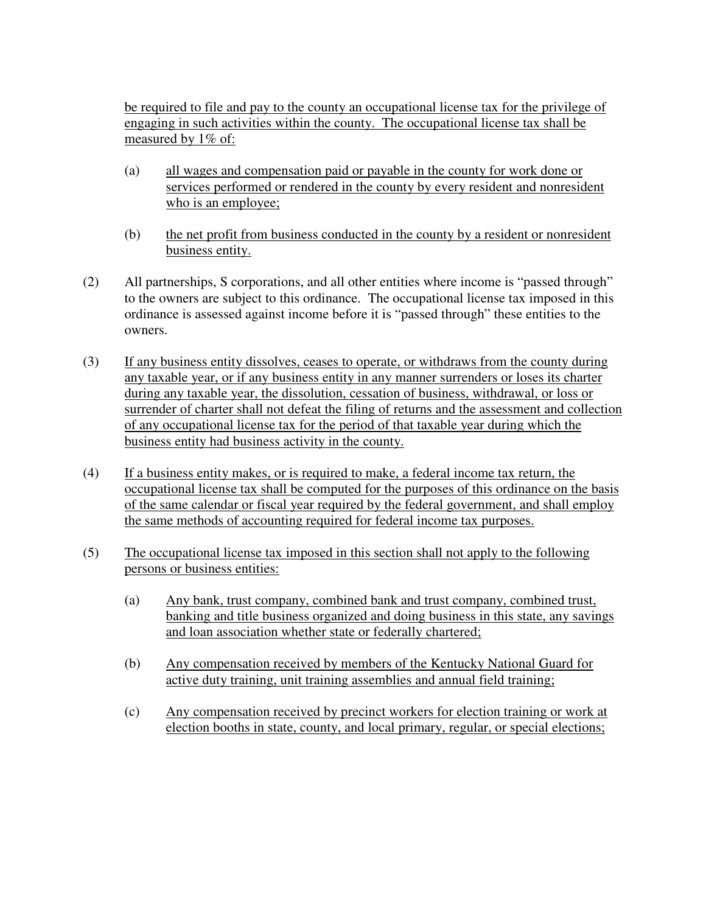be required to file and pay to the county an occupational license tax for the privilege of engaging in such activities within the county. The occupational license tax shall be measured by 1% of:

(a) all wages and compensation paid or payable in the county for work done or services performed or rendered in the county by every resident and nonresident who is an employee;

(b) the net profit from business conducted in the county by a resident or nonresident business entity.

(2) All partnerships, S corporations, and all other entities where income is "passed through" to the owners are subject to this ordinance. The occupational license tax imposed in this ordinance is assessed against income before it is "passed through" these entities to the owners.

(3) If any business entity dissolves, ceases to operate, or withdraws from the county during any taxable year, or if any business entity in any manner surrenders or loses its charter during any taxable year, the dissolution, cessation of business, withdrawal, or loss or surrender of charter shall not defeat the filing of returns and the assessment and collection of any occupational license tax for the period of that taxable year during which the business entity had business activity in the county.

(4) If a business entity makes, or is required to make, a federal income tax return, the occupational license tax shall be computed for the purposes of this ordinance on the basis of the same calendar or fiscal year required by the federal government, and shall employ the same methods of accounting required for federal income tax purposes.

(5) The occupational license tax imposed in this section shall not apply to the following persons or business entities:

(a) Any bank, trust company, combined bank and trust company, combined trust, banking and title business organized and doing business in this state, any savings and loan association whether state or federally chartered;

(b) Any compensation received by members of the Kentucky National Guard for active duty training, unit training assemblies and annual field training;

(c) Any compensation received by precinct workers for election training or work at election booths in state, county, and local primary, regular, or special elections;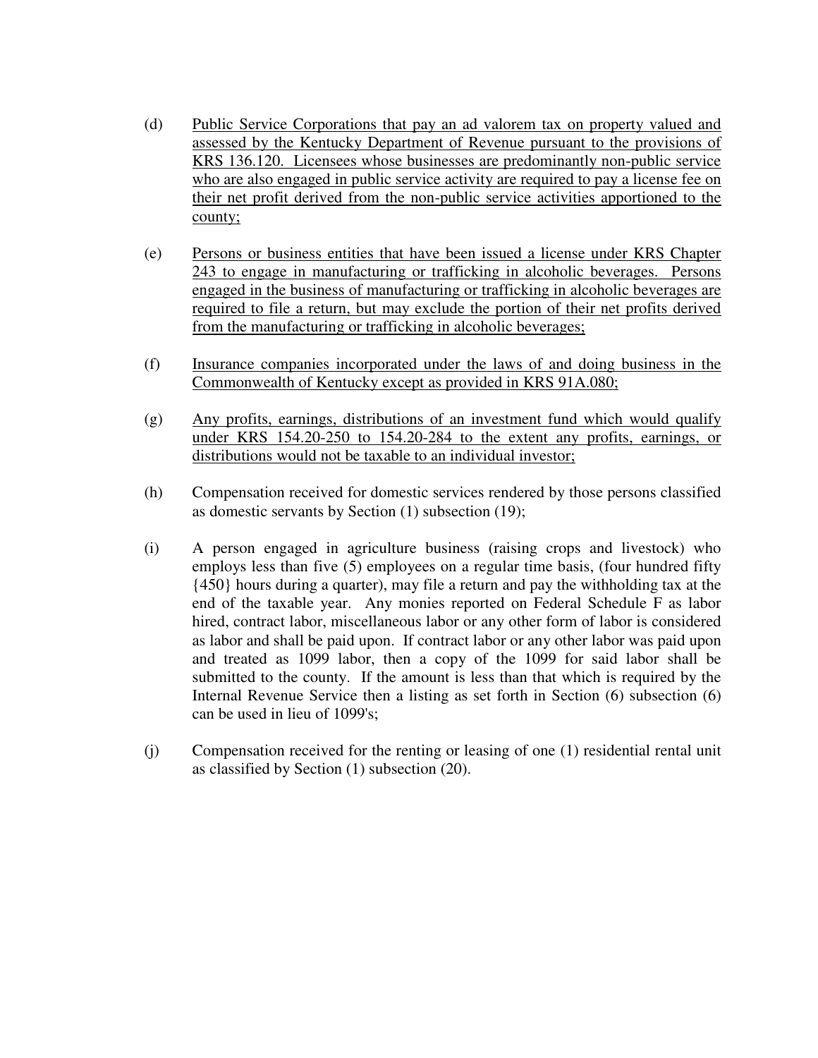(d) Public Service Corporations that pay an ad valorem tax on property valued and assessed by the Kentucky Department of Revenue pursuant to the provisions of KRS 136.120. Licensees whose businesses are predominantly non-public service who are also engaged in public service activity are required to pay a license fee on their net profit derived from the non-public service activities apportioned to the county;

(e) Persons or business entities that have been issued a license under KRS Chapter 243 to engage in manufacturing or trafficking in alcoholic beverages. Persons engaged in the business of manufacturing or trafficking in alcoholic beverages are required to file a return, but may exclude the portion of their net profits derived from the manufacturing or trafficking in alcoholic beverages;

(f) Insurance companies incorporated under the laws of and doing business in the Commonwealth of Kentucky except as provided in KRS 91A.080;

(g) Any profits, earnings, distributions of an investment fund which would qualify under KRS 154.20-250 to 154.20-284 to the extent any profits, earnings, or distributions would not be taxable to an individual investor;

(h) Compensation received for domestic services rendered by those persons classified as domestic servants by Section (1) subsection (19);

(i) A person engaged in agriculture business (raising crops and livestock) who employs less than five (5) employees on a regular time basis, (four hundred fifty {450} hours during a quarter), may file a return and pay the withholding tax at the end of the taxable year. Any monies reported on Federal Schedule F as labor hired, contract labor, miscellaneous labor or any other form of labor is considered as labor and shall be paid upon. If contract labor or any other labor was paid upon and treated as 1099 labor, then a copy of the 1099 for said labor shall be submitted to the county. If the amount is less than that which is required by the Internal Revenue Service then a listing as set forth in Section (6) subsection (6) can be used in lieu of 1099's;

(j) Compensation received for the renting or leasing of one (1) residential rental unit as classified by Section (1) subsection (20).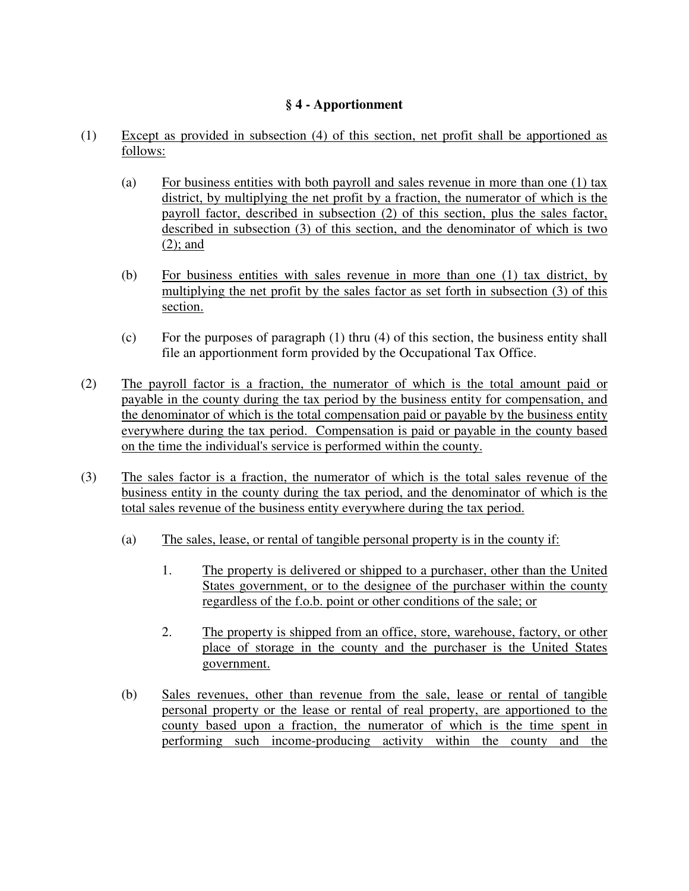### § 4 - Apportionment

(1) Except as provided in subsection (4) of this section, net profit shall be apportioned as follows:

   (a) For business entities with both payroll and sales revenue in more than one (1) tax district, by multiplying the net profit by a fraction, the numerator of which is the payroll factor, described in subsection (2) of this section, plus the sales factor, described in subsection (3) of this section, and the denominator of which is two (2); and

   (b) For business entities with sales revenue in more than one (1) tax district, by multiplying the net profit by the sales factor as set forth in subsection (3) of this section.

   (c) For the purposes of paragraph (1) thru (4) of this section, the business entity shall file an apportionment form provided by the Occupational Tax Office.

(2) The payroll factor is a fraction, the numerator of which is the total amount paid or payable in the county during the tax period by the business entity for compensation, and the denominator of which is the total compensation paid or payable by the business entity everywhere during the tax period. Compensation is paid or payable in the county based on the time the individual's service is performed within the county.

(3) The sales factor is a fraction, the numerator of which is the total sales revenue of the business entity in the county during the tax period, and the denominator of which is the total sales revenue of the business entity everywhere during the tax period.

   (a) The sales, lease, or rental of tangible personal property is in the county if:

      1. The property is delivered or shipped to a purchaser, other than the United States government, or to the designee of the purchaser within the county regardless of the f.o.b. point or other conditions of the sale; or

      2. The property is shipped from an office, store, warehouse, factory, or other place of storage in the county and the purchaser is the United States government.

   (b) Sales revenues, other than revenue from the sale, lease or rental of tangible personal property or the lease or rental of real property, are apportioned to the county based upon a fraction, the numerator of which is the time spent in performing such income-producing activity within the county and the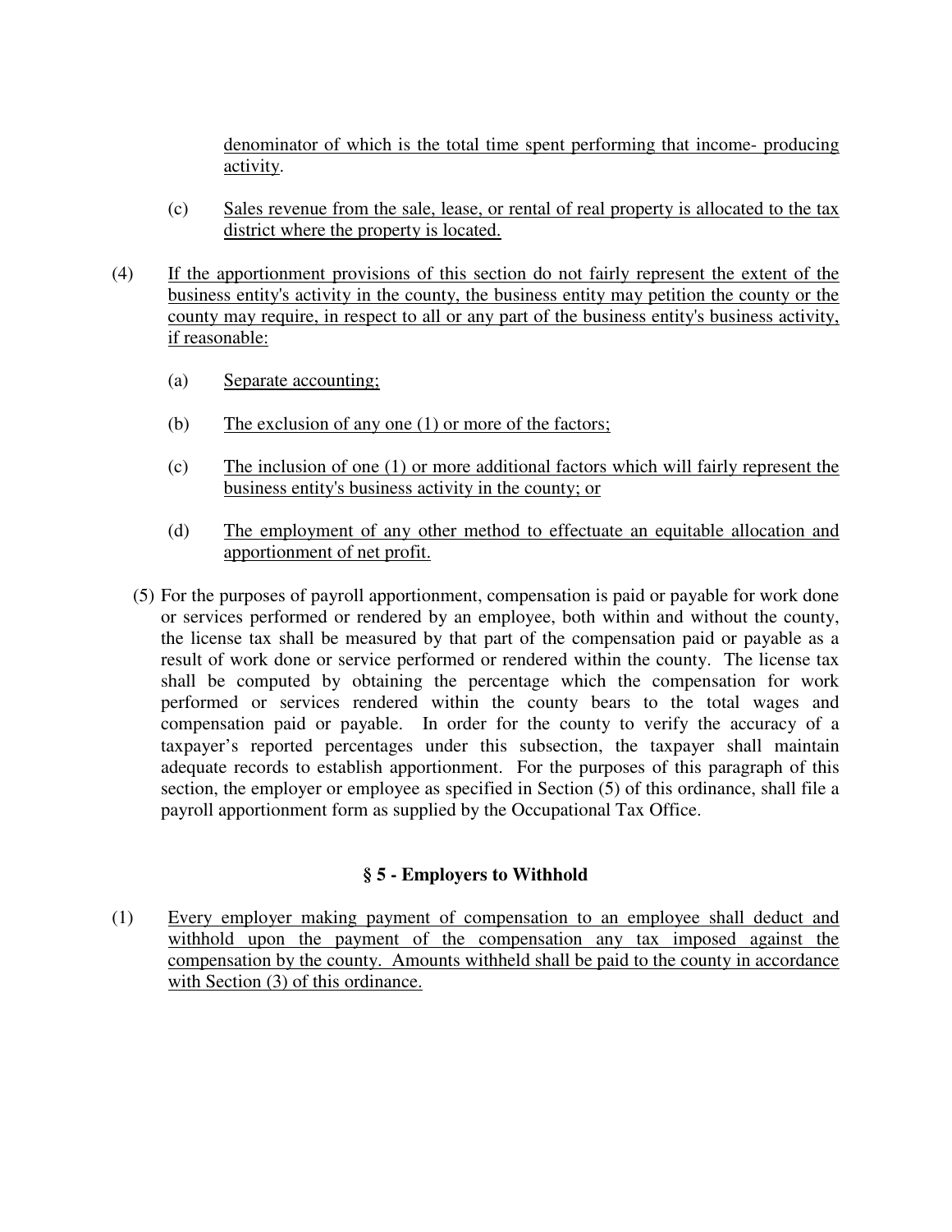denominator of which is the total time spent performing that income- producing activity.

(c) Sales revenue from the sale, lease, or rental of real property is allocated to the tax district where the property is located.

(4) If the apportionment provisions of this section do not fairly represent the extent of the business entity's activity in the county, the business entity may petition the county or the county may require, in respect to all or any part of the business entity's business activity, if reasonable:

(a) Separate accounting;

(b) The exclusion of any one (1) or more of the factors;

(c) The inclusion of one (1) or more additional factors which will fairly represent the business entity's business activity in the county; or

(d) The employment of any other method to effectuate an equitable allocation and apportionment of net profit.

(5) For the purposes of payroll apportionment, compensation is paid or payable for work done or services performed or rendered by an employee, both within and without the county, the license tax shall be measured by that part of the compensation paid or payable as a result of work done or service performed or rendered within the county. The license tax shall be computed by obtaining the percentage which the compensation for work performed or services rendered within the county bears to the total wages and compensation paid or payable. In order for the county to verify the accuracy of a taxpayer's reported percentages under this subsection, the taxpayer shall maintain adequate records to establish apportionment. For the purposes of this paragraph of this section, the employer or employee as specified in Section (5) of this ordinance, shall file a payroll apportionment form as supplied by the Occupational Tax Office.

### § 5 - Employers to Withhold

(1) Every employer making payment of compensation to an employee shall deduct and withhold upon the payment of the compensation any tax imposed against the compensation by the county. Amounts withheld shall be paid to the county in accordance with Section (3) of this ordinance.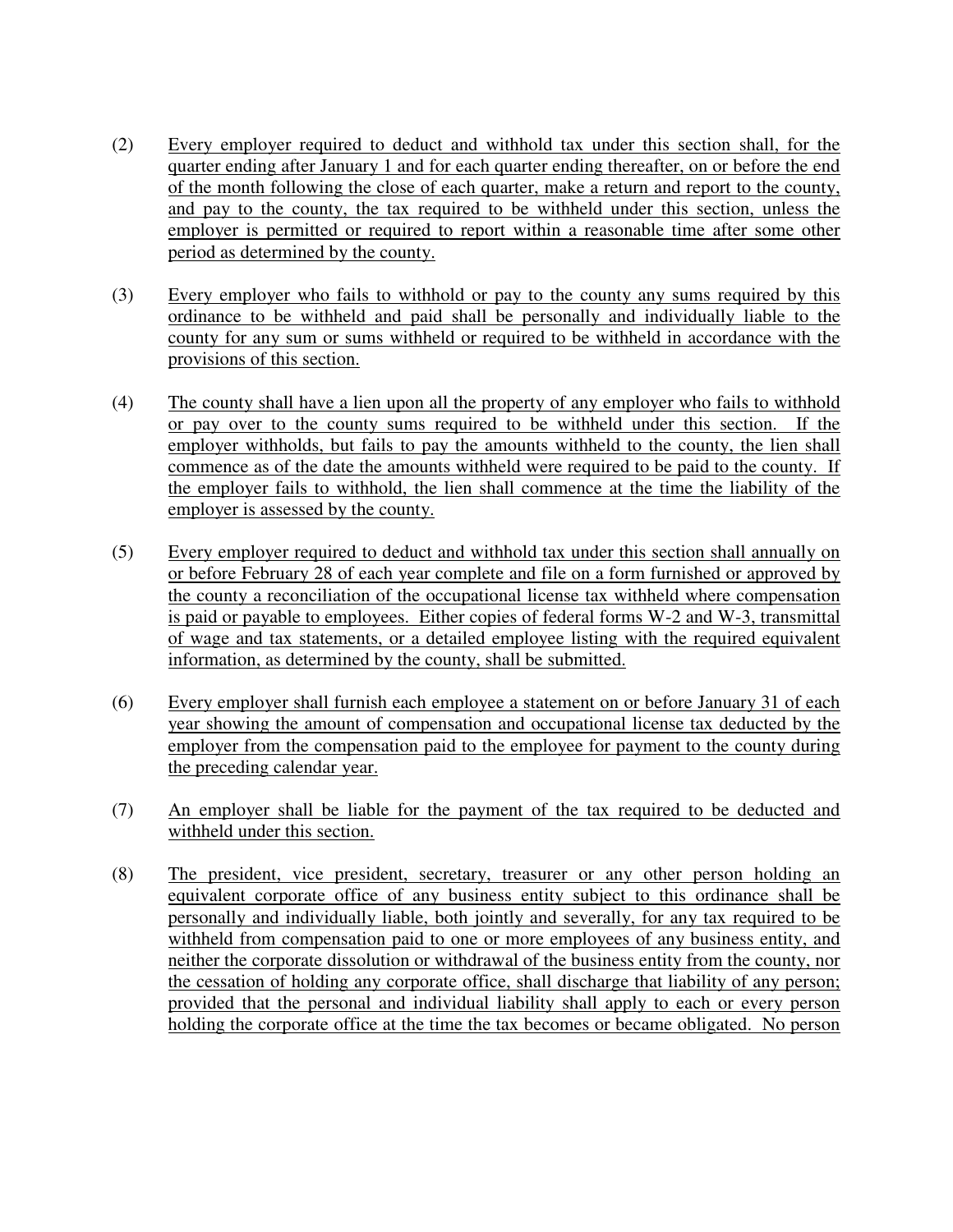(2) Every employer required to deduct and withhold tax under this section shall, for the quarter ending after January 1 and for each quarter ending thereafter, on or before the end of the month following the close of each quarter, make a return and report to the county, and pay to the county, the tax required to be withheld under this section, unless the employer is permitted or required to report within a reasonable time after some other period as determined by the county.

(3) Every employer who fails to withhold or pay to the county any sums required by this ordinance to be withheld and paid shall be personally and individually liable to the county for any sum or sums withheld or required to be withheld in accordance with the provisions of this section.

(4) The county shall have a lien upon all the property of any employer who fails to withhold or pay over to the county sums required to be withheld under this section. If the employer withholds, but fails to pay the amounts withheld to the county, the lien shall commence as of the date the amounts withheld were required to be paid to the county. If the employer fails to withhold, the lien shall commence at the time the liability of the employer is assessed by the county.

(5) Every employer required to deduct and withhold tax under this section shall annually on or before February 28 of each year complete and file on a form furnished or approved by the county a reconciliation of the occupational license tax withheld where compensation is paid or payable to employees. Either copies of federal forms W-2 and W-3, transmittal of wage and tax statements, or a detailed employee listing with the required equivalent information, as determined by the county, shall be submitted.

(6) Every employer shall furnish each employee a statement on or before January 31 of each year showing the amount of compensation and occupational license tax deducted by the employer from the compensation paid to the employee for payment to the county during the preceding calendar year.

(7) An employer shall be liable for the payment of the tax required to be deducted and withheld under this section.

(8) The president, vice president, secretary, treasurer or any other person holding an equivalent corporate office of any business entity subject to this ordinance shall be personally and individually liable, both jointly and severally, for any tax required to be withheld from compensation paid to one or more employees of any business entity, and neither the corporate dissolution or withdrawal of the business entity from the county, nor the cessation of holding any corporate office, shall discharge that liability of any person; provided that the personal and individual liability shall apply to each or every person holding the corporate office at the time the tax becomes or became obligated. No person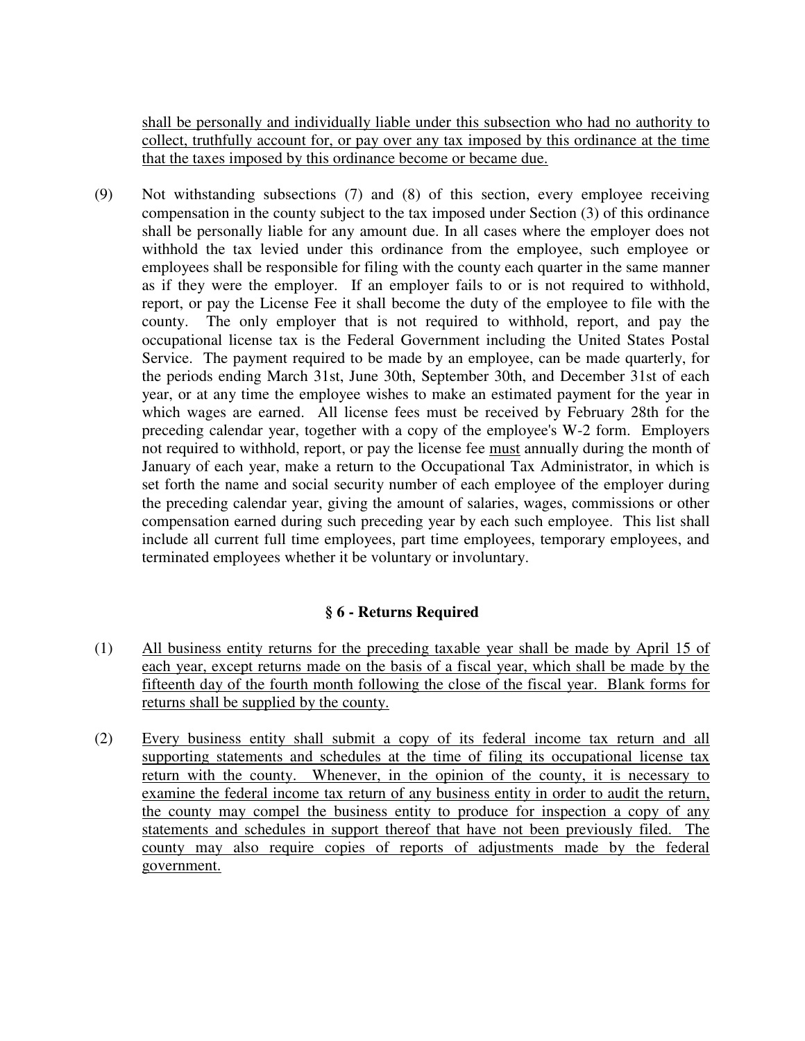shall be personally and individually liable under this subsection who had no authority to collect, truthfully account for, or pay over any tax imposed by this ordinance at the time that the taxes imposed by this ordinance become or became due.

(9) Not withstanding subsections (7) and (8) of this section, every employee receiving compensation in the county subject to the tax imposed under Section (3) of this ordinance shall be personally liable for any amount due. In all cases where the employer does not withhold the tax levied under this ordinance from the employee, such employee or employees shall be responsible for filing with the county each quarter in the same manner as if they were the employer. If an employer fails to or is not required to withhold, report, or pay the License Fee it shall become the duty of the employee to file with the county. The only employer that is not required to withhold, report, and pay the occupational license tax is the Federal Government including the United States Postal Service. The payment required to be made by an employee, can be made quarterly, for the periods ending March 31st, June 30th, September 30th, and December 31st of each year, or at any time the employee wishes to make an estimated payment for the year in which wages are earned. All license fees must be received by February 28th for the preceding calendar year, together with a copy of the employee's W-2 form. Employers not required to withhold, report, or pay the license fee must annually during the month of January of each year, make a return to the Occupational Tax Administrator, in which is set forth the name and social security number of each employee of the employer during the preceding calendar year, giving the amount of salaries, wages, commissions or other compensation earned during such preceding year by each such employee. This list shall include all current full time employees, part time employees, temporary employees, and terminated employees whether it be voluntary or involuntary.

## § 6 - Returns Required

(1) All business entity returns for the preceding taxable year shall be made by April 15 of each year, except returns made on the basis of a fiscal year, which shall be made by the fifteenth day of the fourth month following the close of the fiscal year. Blank forms for returns shall be supplied by the county.

(2) Every business entity shall submit a copy of its federal income tax return and all supporting statements and schedules at the time of filing its occupational license tax return with the county. Whenever, in the opinion of the county, it is necessary to examine the federal income tax return of any business entity in order to audit the return, the county may compel the business entity to produce for inspection a copy of any statements and schedules in support thereof that have not been previously filed. The county may also require copies of reports of adjustments made by the federal government.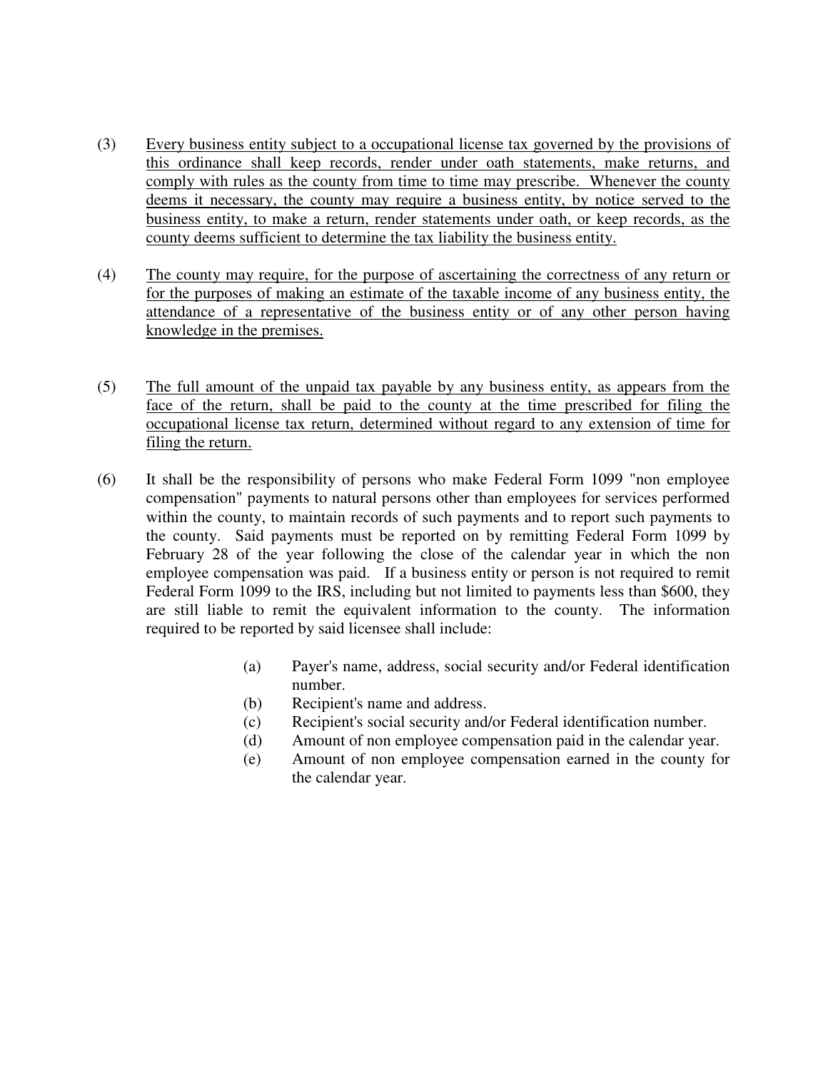(3) <u>Every business entity subject to a occupational license tax governed by the provisions of this ordinance shall keep records, render under oath statements, make returns, and comply with rules as the county from time to time may prescribe. Whenever the county deems it necessary, the county may require a business entity, by notice served to the business entity, to make a return, render statements under oath, or keep records, as the county deems sufficient to determine the tax liability the business entity.</u>

(4) <u>The county may require, for the purpose of ascertaining the correctness of any return or for the purposes of making an estimate of the taxable income of any business entity, the attendance of a representative of the business entity or of any other person having knowledge in the premises.</u>

(5) <u>The full amount of the unpaid tax payable by any business entity, as appears from the face of the return, shall be paid to the county at the time prescribed for filing the occupational license tax return, determined without regard to any extension of time for filing the return.</u>

(6) It shall be the responsibility of persons who make Federal Form 1099 "non employee compensation" payments to natural persons other than employees for services performed within the county, to maintain records of such payments and to report such payments to the county. Said payments must be reported on by remitting Federal Form 1099 by February 28 of the year following the close of the calendar year in which the non employee compensation was paid. If a business entity or person is not required to remit Federal Form 1099 to the IRS, including but not limited to payments less than $600, they are still liable to remit the equivalent information to the county. The information required to be reported by said licensee shall include:

(a) Payer's name, address, social security and/or Federal identification number.
(b) Recipient's name and address.
(c) Recipient's social security and/or Federal identification number.
(d) Amount of non employee compensation paid in the calendar year.
(e) Amount of non employee compensation earned in the county for the calendar year.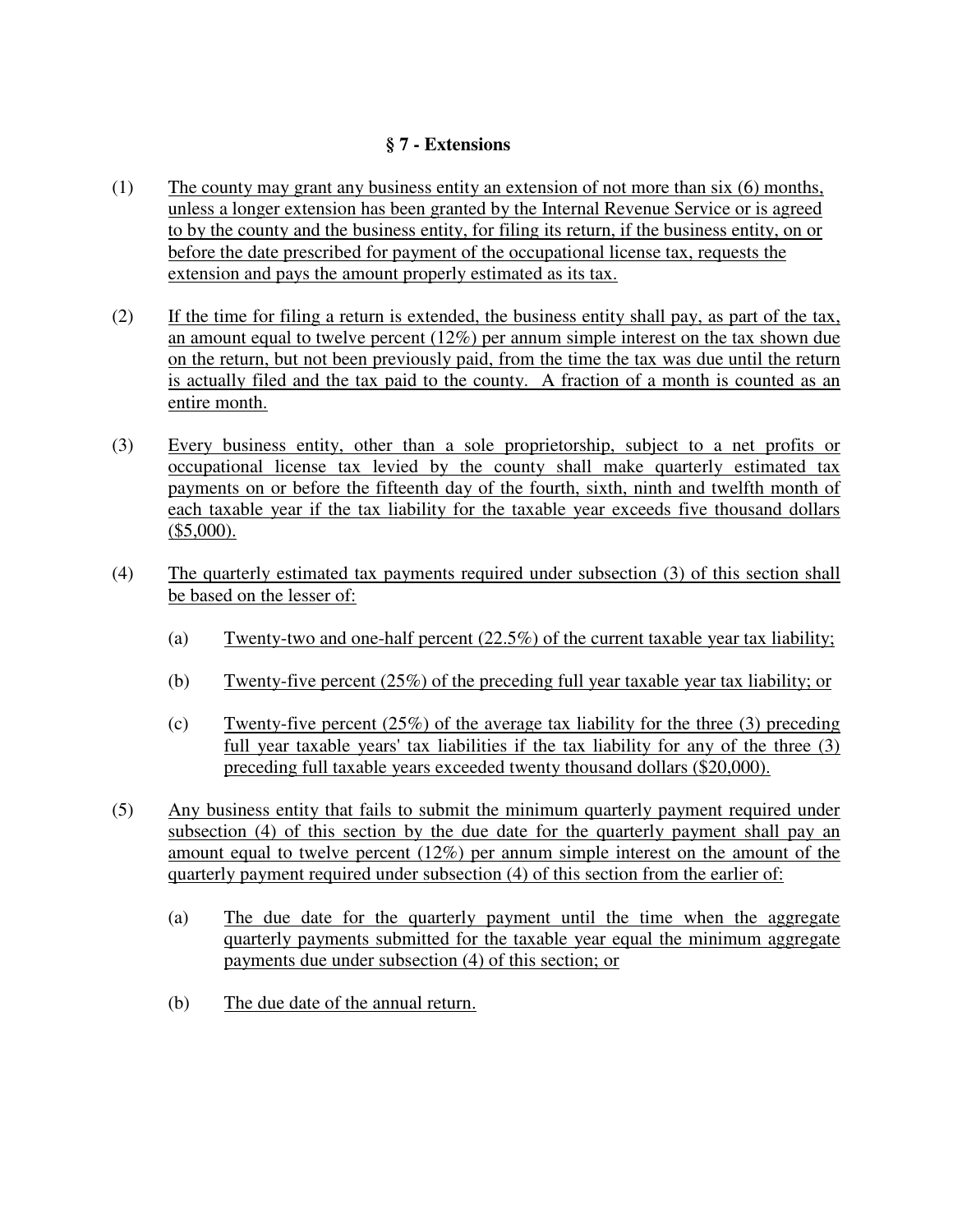### § 7 - Extensions

(1) The county may grant any business entity an extension of not more than six (6) months, unless a longer extension has been granted by the Internal Revenue Service or is agreed to by the county and the business entity, for filing its return, if the business entity, on or before the date prescribed for payment of the occupational license tax, requests the extension and pays the amount properly estimated as its tax.

(2) If the time for filing a return is extended, the business entity shall pay, as part of the tax, an amount equal to twelve percent (12%) per annum simple interest on the tax shown due on the return, but not been previously paid, from the time the tax was due until the return is actually filed and the tax paid to the county. A fraction of a month is counted as an entire month.

(3) Every business entity, other than a sole proprietorship, subject to a net profits or occupational license tax levied by the county shall make quarterly estimated tax payments on or before the fifteenth day of the fourth, sixth, ninth and twelfth month of each taxable year if the tax liability for the taxable year exceeds five thousand dollars ($5,000).

(4) The quarterly estimated tax payments required under subsection (3) of this section shall be based on the lesser of:

  (a) Twenty-two and one-half percent (22.5%) of the current taxable year tax liability;

  (b) Twenty-five percent (25%) of the preceding full year taxable year tax liability; or

  (c) Twenty-five percent (25%) of the average tax liability for the three (3) preceding full year taxable years' tax liabilities if the tax liability for any of the three (3) preceding full taxable years exceeded twenty thousand dollars ($20,000).

(5) Any business entity that fails to submit the minimum quarterly payment required under subsection (4) of this section by the due date for the quarterly payment shall pay an amount equal to twelve percent (12%) per annum simple interest on the amount of the quarterly payment required under subsection (4) of this section from the earlier of:

  (a) The due date for the quarterly payment until the time when the aggregate quarterly payments submitted for the taxable year equal the minimum aggregate payments due under subsection (4) of this section; or

  (b) The due date of the annual return.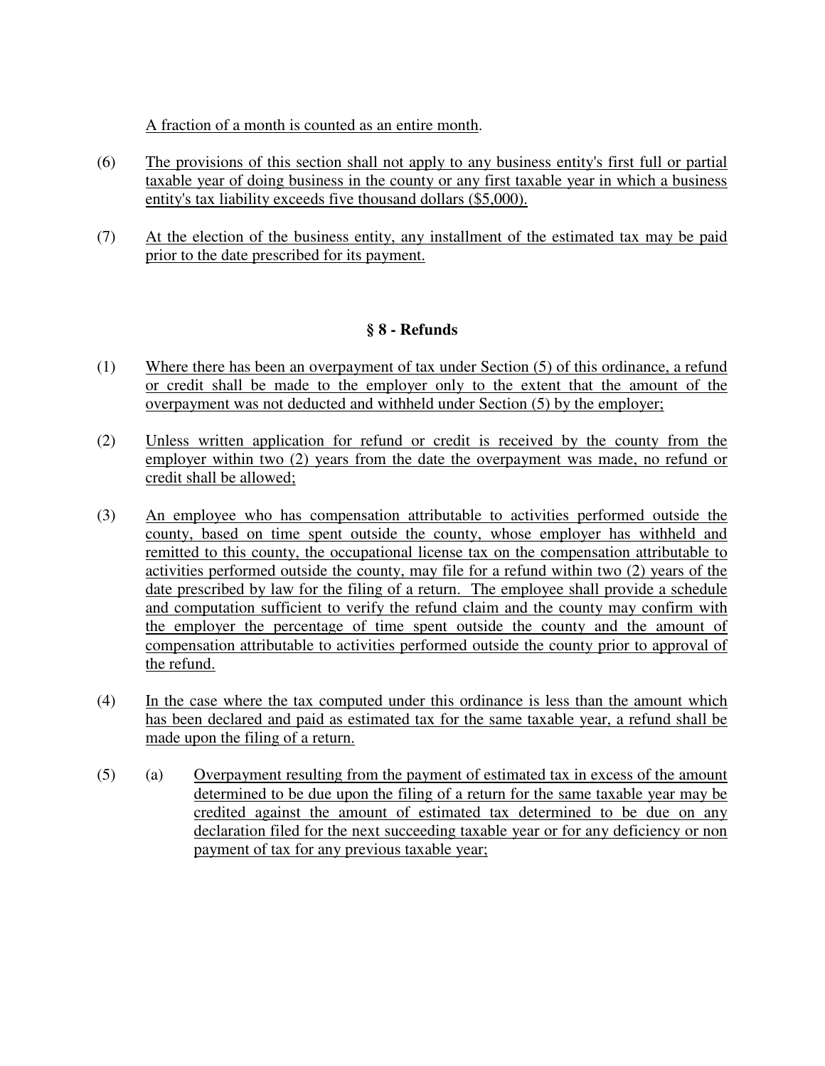A fraction of a month is counted as an entire month.

(6) The provisions of this section shall not apply to any business entity's first full or partial taxable year of doing business in the county or any first taxable year in which a business entity's tax liability exceeds five thousand dollars ($5,000).

(7) At the election of the business entity, any installment of the estimated tax may be paid prior to the date prescribed for its payment.

## § 8 - Refunds

(1) Where there has been an overpayment of tax under Section (5) of this ordinance, a refund or credit shall be made to the employer only to the extent that the amount of the overpayment was not deducted and withheld under Section (5) by the employer;

(2) Unless written application for refund or credit is received by the county from the employer within two (2) years from the date the overpayment was made, no refund or credit shall be allowed;

(3) An employee who has compensation attributable to activities performed outside the county, based on time spent outside the county, whose employer has withheld and remitted to this county, the occupational license tax on the compensation attributable to activities performed outside the county, may file for a refund within two (2) years of the date prescribed by law for the filing of a return. The employee shall provide a schedule and computation sufficient to verify the refund claim and the county may confirm with the employer the percentage of time spent outside the county and the amount of compensation attributable to activities performed outside the county prior to approval of the refund.

(4) In the case where the tax computed under this ordinance is less than the amount which has been declared and paid as estimated tax for the same taxable year, a refund shall be made upon the filing of a return.

(5) (a) Overpayment resulting from the payment of estimated tax in excess of the amount determined to be due upon the filing of a return for the same taxable year may be credited against the amount of estimated tax determined to be due on any declaration filed for the next succeeding taxable year or for any deficiency or non payment of tax for any previous taxable year;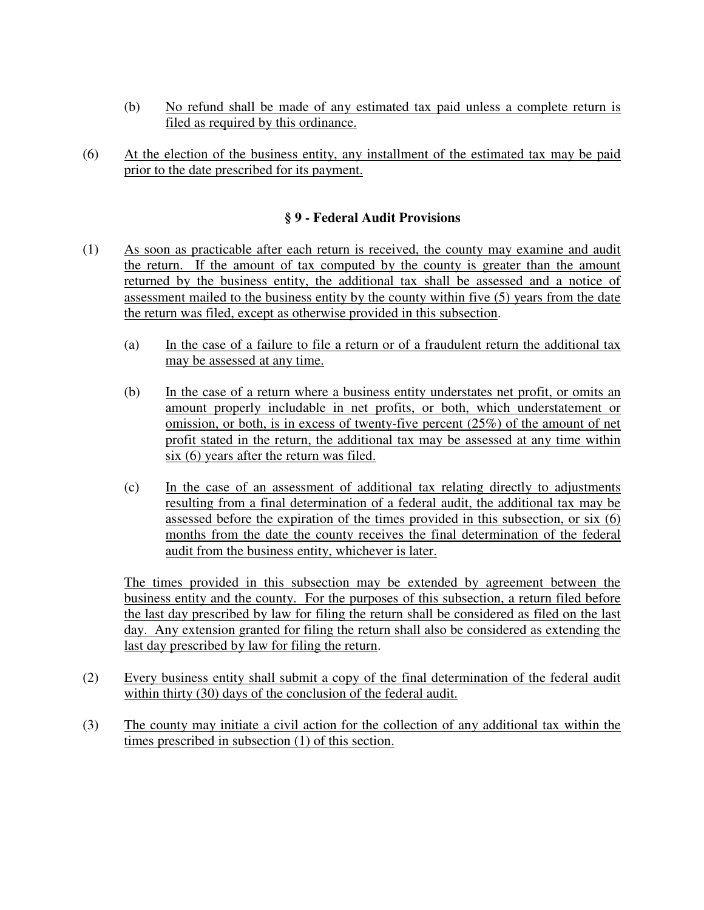(b) No refund shall be made of any estimated tax paid unless a complete return is filed as required by this ordinance.

(6) At the election of the business entity, any installment of the estimated tax may be paid prior to the date prescribed for its payment.

### § 9 - Federal Audit Provisions

(1) As soon as practicable after each return is received, the county may examine and audit the return. If the amount of tax computed by the county is greater than the amount returned by the business entity, the additional tax shall be assessed and a notice of assessment mailed to the business entity by the county within five (5) years from the date the return was filed, except as otherwise provided in this subsection.

(a) In the case of a failure to file a return or of a fraudulent return the additional tax may be assessed at any time.

(b) In the case of a return where a business entity understates net profit, or omits an amount properly includable in net profits, or both, which understatement or omission, or both, is in excess of twenty-five percent (25%) of the amount of net profit stated in the return, the additional tax may be assessed at any time within six (6) years after the return was filed.

(c) In the case of an assessment of additional tax relating directly to adjustments resulting from a final determination of a federal audit, the additional tax may be assessed before the expiration of the times provided in this subsection, or six (6) months from the date the county receives the final determination of the federal audit from the business entity, whichever is later.

The times provided in this subsection may be extended by agreement between the business entity and the county. For the purposes of this subsection, a return filed before the last day prescribed by law for filing the return shall be considered as filed on the last day. Any extension granted for filing the return shall also be considered as extending the last day prescribed by law for filing the return.

(2) Every business entity shall submit a copy of the final determination of the federal audit within thirty (30) days of the conclusion of the federal audit.

(3) The county may initiate a civil action for the collection of any additional tax within the times prescribed in subsection (1) of this section.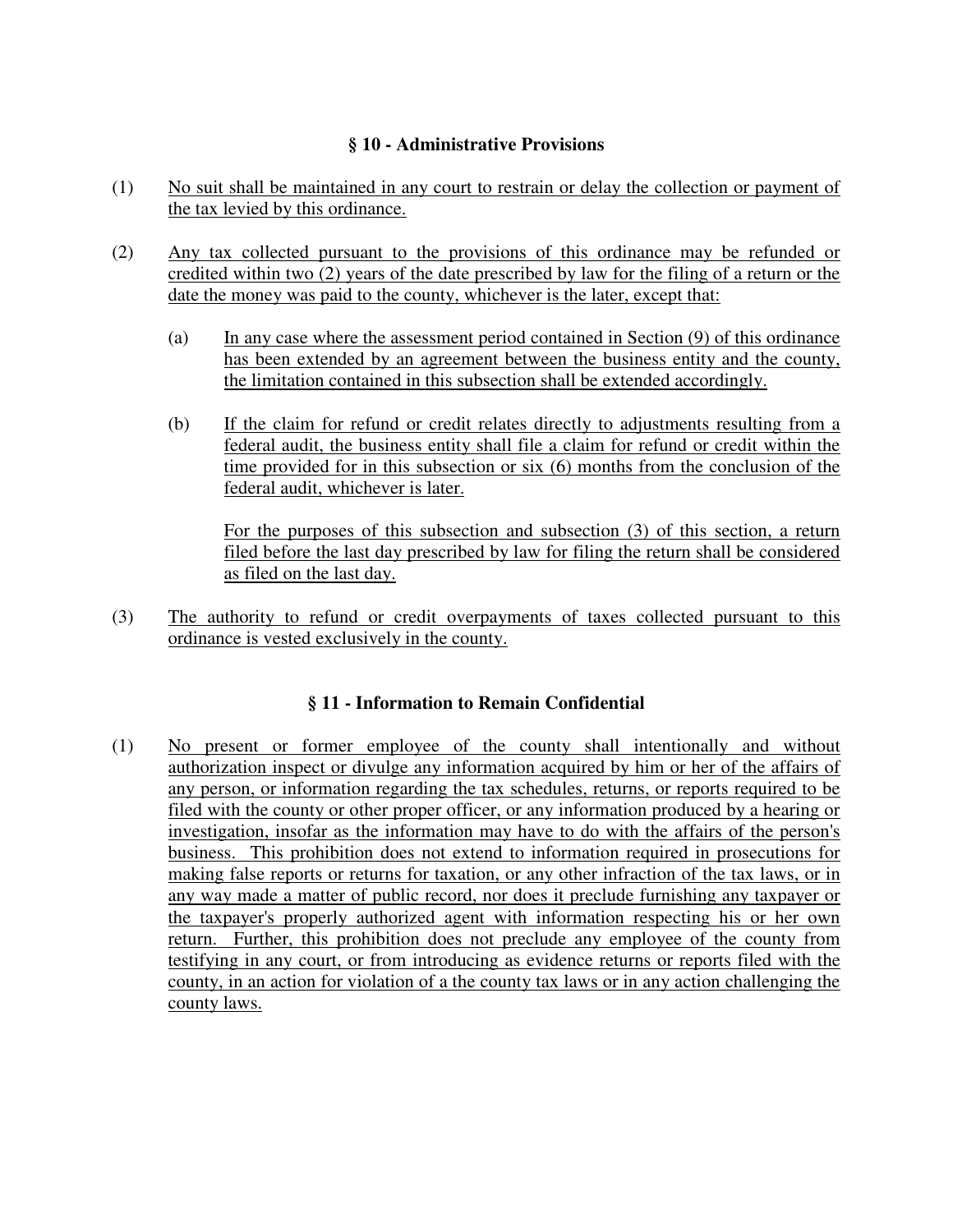### § 10 - Administrative Provisions

(1) No suit shall be maintained in any court to restrain or delay the collection or payment of the tax levied by this ordinance.

(2) Any tax collected pursuant to the provisions of this ordinance may be refunded or credited within two (2) years of the date prescribed by law for the filing of a return or the date the money was paid to the county, whichever is the later, except that:

   (a) In any case where the assessment period contained in Section (9) of this ordinance has been extended by an agreement between the business entity and the county, the limitation contained in this subsection shall be extended accordingly.

   (b) If the claim for refund or credit relates directly to adjustments resulting from a federal audit, the business entity shall file a claim for refund or credit within the time provided for in this subsection or six (6) months from the conclusion of the federal audit, whichever is later.

   For the purposes of this subsection and subsection (3) of this section, a return filed before the last day prescribed by law for filing the return shall be considered as filed on the last day.

(3) The authority to refund or credit overpayments of taxes collected pursuant to this ordinance is vested exclusively in the county.

### § 11 - Information to Remain Confidential

(1) No present or former employee of the county shall intentionally and without authorization inspect or divulge any information acquired by him or her of the affairs of any person, or information regarding the tax schedules, returns, or reports required to be filed with the county or other proper officer, or any information produced by a hearing or investigation, insofar as the information may have to do with the affairs of the person's business. This prohibition does not extend to information required in prosecutions for making false reports or returns for taxation, or any other infraction of the tax laws, or in any way made a matter of public record, nor does it preclude furnishing any taxpayer or the taxpayer's properly authorized agent with information respecting his or her own return. Further, this prohibition does not preclude any employee of the county from testifying in any court, or from introducing as evidence returns or reports filed with the county, in an action for violation of a the county tax laws or in any action challenging the county laws.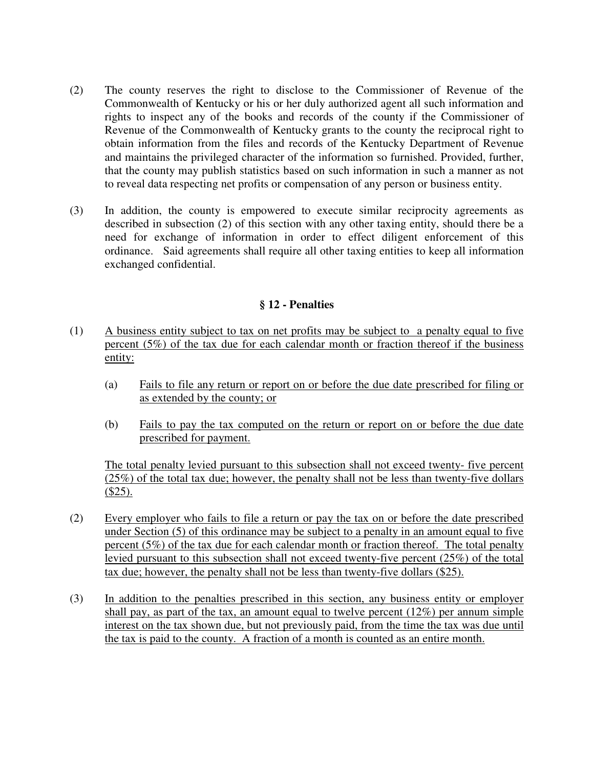(2) The county reserves the right to disclose to the Commissioner of Revenue of the Commonwealth of Kentucky or his or her duly authorized agent all such information and rights to inspect any of the books and records of the county if the Commissioner of Revenue of the Commonwealth of Kentucky grants to the county the reciprocal right to obtain information from the files and records of the Kentucky Department of Revenue and maintains the privileged character of the information so furnished. Provided, further, that the county may publish statistics based on such information in such a manner as not to reveal data respecting net profits or compensation of any person or business entity.

(3) In addition, the county is empowered to execute similar reciprocity agreements as described in subsection (2) of this section with any other taxing entity, should there be a need for exchange of information in order to effect diligent enforcement of this ordinance. Said agreements shall require all other taxing entities to keep all information exchanged confidential.

## § 12 - Penalties

(1) A business entity subject to tax on net profits may be subject to a penalty equal to five percent (5%) of the tax due for each calendar month or fraction thereof if the business entity:

- (a) Fails to file any return or report on or before the due date prescribed for filing or as extended by the county; or

- (b) Fails to pay the tax computed on the return or report on or before the due date prescribed for payment.

The total penalty levied pursuant to this subsection shall not exceed twenty- five percent (25%) of the total tax due; however, the penalty shall not be less than twenty-five dollars ($25).

(2) Every employer who fails to file a return or pay the tax on or before the date prescribed under Section (5) of this ordinance may be subject to a penalty in an amount equal to five percent (5%) of the tax due for each calendar month or fraction thereof. The total penalty levied pursuant to this subsection shall not exceed twenty-five percent (25%) of the total tax due; however, the penalty shall not be less than twenty-five dollars ($25).

(3) In addition to the penalties prescribed in this section, any business entity or employer shall pay, as part of the tax, an amount equal to twelve percent (12%) per annum simple interest on the tax shown due, but not previously paid, from the time the tax was due until the tax is paid to the county. A fraction of a month is counted as an entire month.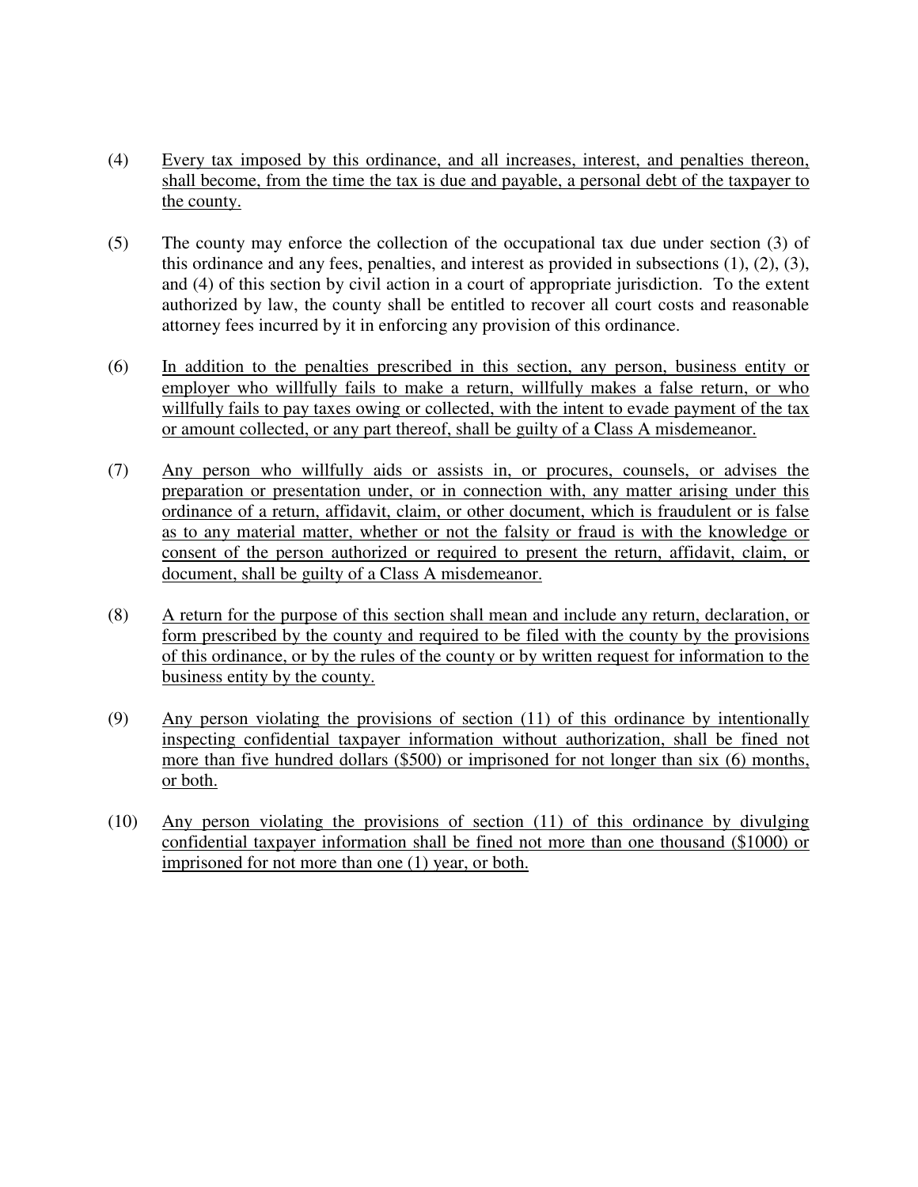(4) Every tax imposed by this ordinance, and all increases, interest, and penalties thereon, shall become, from the time the tax is due and payable, a personal debt of the taxpayer to the county.

(5) The county may enforce the collection of the occupational tax due under section (3) of this ordinance and any fees, penalties, and interest as provided in subsections (1), (2), (3), and (4) of this section by civil action in a court of appropriate jurisdiction. To the extent authorized by law, the county shall be entitled to recover all court costs and reasonable attorney fees incurred by it in enforcing any provision of this ordinance.

(6) In addition to the penalties prescribed in this section, any person, business entity or employer who willfully fails to make a return, willfully makes a false return, or who willfully fails to pay taxes owing or collected, with the intent to evade payment of the tax or amount collected, or any part thereof, shall be guilty of a Class A misdemeanor.

(7) Any person who willfully aids or assists in, or procures, counsels, or advises the preparation or presentation under, or in connection with, any matter arising under this ordinance of a return, affidavit, claim, or other document, which is fraudulent or is false as to any material matter, whether or not the falsity or fraud is with the knowledge or consent of the person authorized or required to present the return, affidavit, claim, or document, shall be guilty of a Class A misdemeanor.

(8) A return for the purpose of this section shall mean and include any return, declaration, or form prescribed by the county and required to be filed with the county by the provisions of this ordinance, or by the rules of the county or by written request for information to the business entity by the county.

(9) Any person violating the provisions of section (11) of this ordinance by intentionally inspecting confidential taxpayer information without authorization, shall be fined not more than five hundred dollars ($500) or imprisoned for not longer than six (6) months, or both.

(10) Any person violating the provisions of section (11) of this ordinance by divulging confidential taxpayer information shall be fined not more than one thousand ($1000) or imprisoned for not more than one (1) year, or both.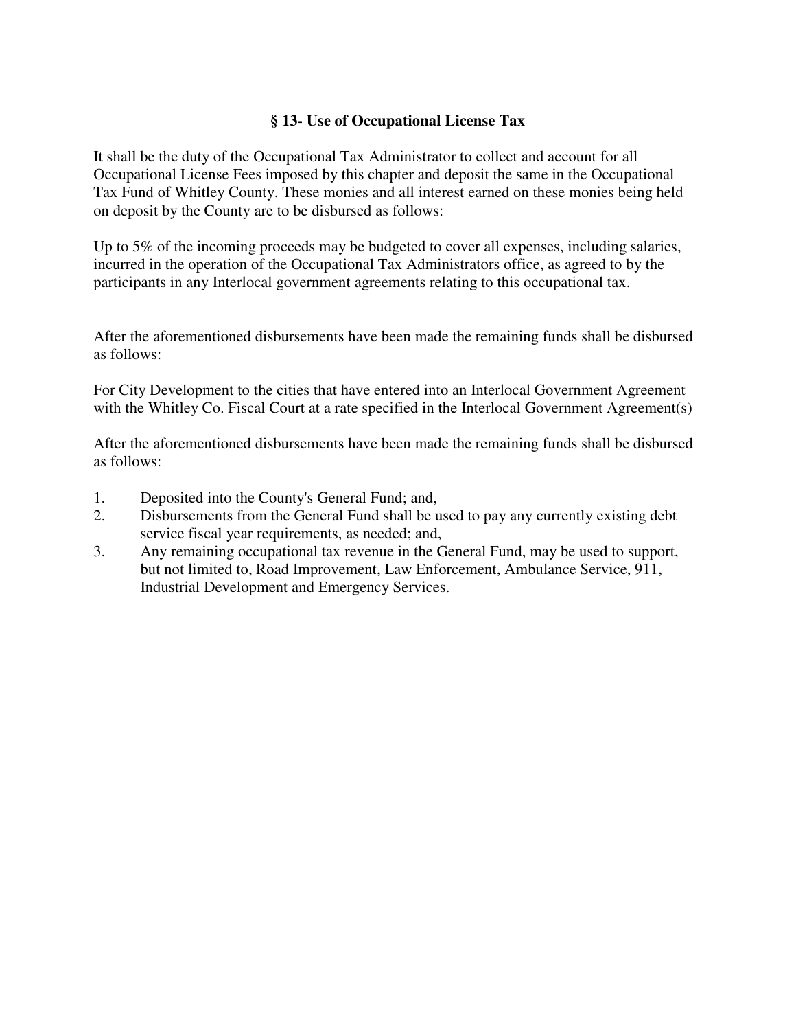## § 13- Use of Occupational License Tax

It shall be the duty of the Occupational Tax Administrator to collect and account for all Occupational License Fees imposed by this chapter and deposit the same in the Occupational Tax Fund of Whitley County. These monies and all interest earned on these monies being held on deposit by the County are to be disbursed as follows:

Up to 5% of the incoming proceeds may be budgeted to cover all expenses, including salaries, incurred in the operation of the Occupational Tax Administrators office, as agreed to by the participants in any Interlocal government agreements relating to this occupational tax.

After the aforementioned disbursements have been made the remaining funds shall be disbursed as follows:

For City Development to the cities that have entered into an Interlocal Government Agreement with the Whitley Co. Fiscal Court at a rate specified in the Interlocal Government Agreement(s)

After the aforementioned disbursements have been made the remaining funds shall be disbursed as follows:

1. Deposited into the County's General Fund; and,
2. Disbursements from the General Fund shall be used to pay any currently existing debt service fiscal year requirements, as needed; and,
3. Any remaining occupational tax revenue in the General Fund, may be used to support, but not limited to, Road Improvement, Law Enforcement, Ambulance Service, 911, Industrial Development and Emergency Services.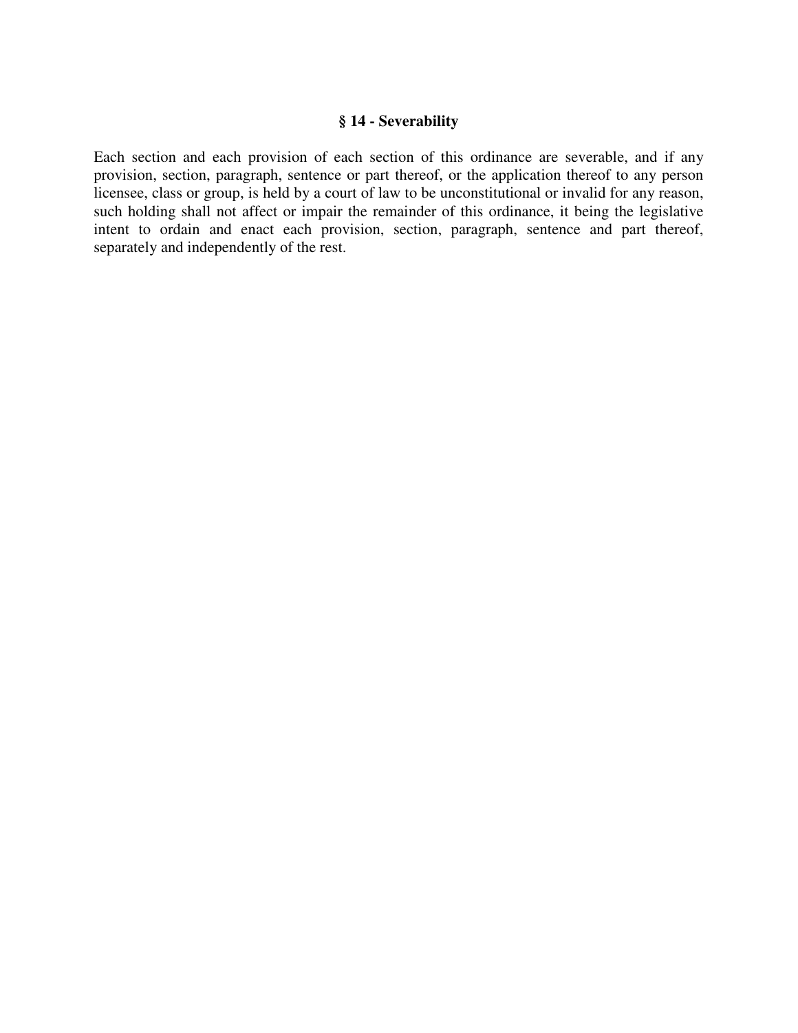## § 14 - Severability

Each section and each provision of each section of this ordinance are severable, and if any provision, section, paragraph, sentence or part thereof, or the application thereof to any person licensee, class or group, is held by a court of law to be unconstitutional or invalid for any reason, such holding shall not affect or impair the remainder of this ordinance, it being the legislative intent to ordain and enact each provision, section, paragraph, sentence and part thereof, separately and independently of the rest.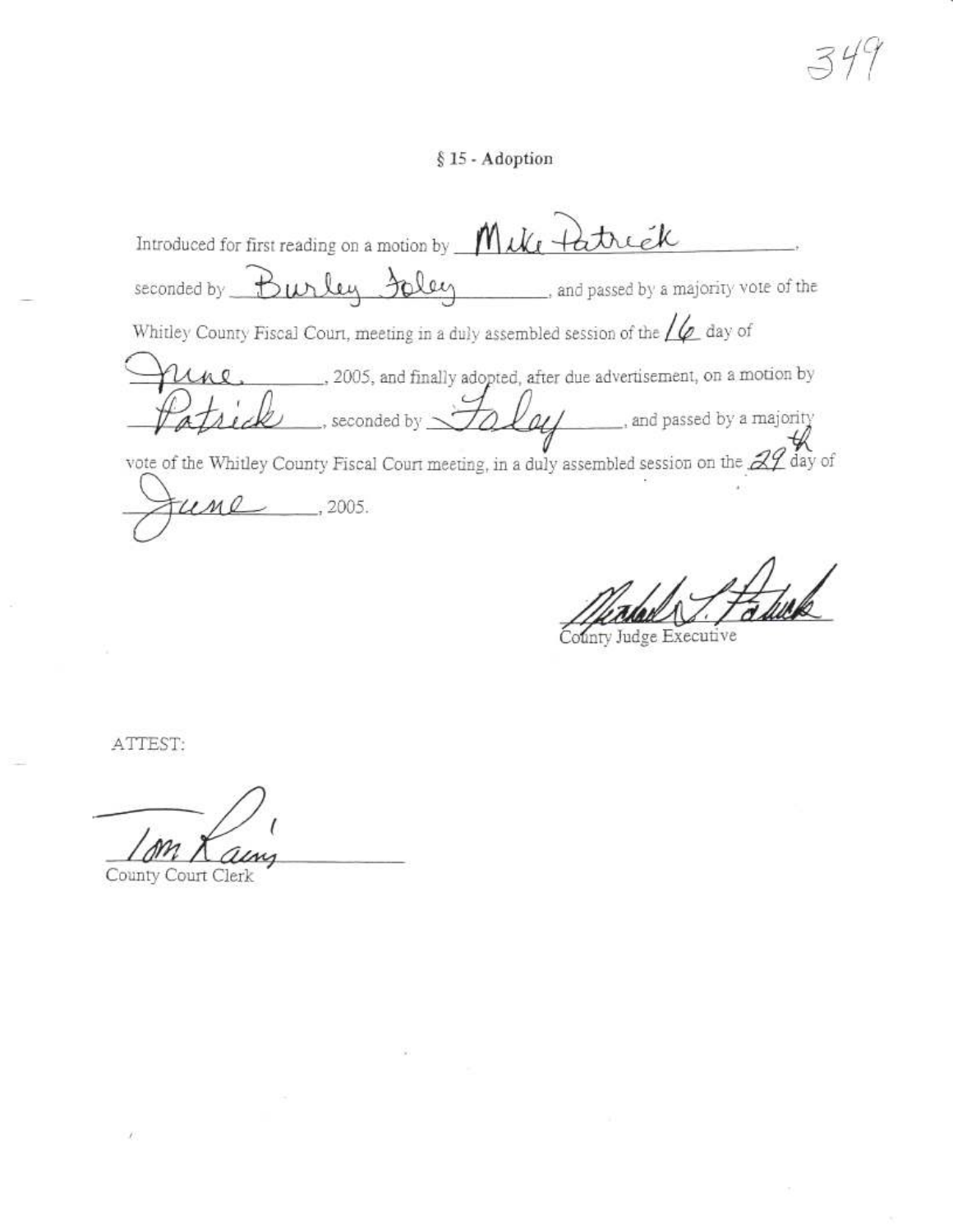## § 15 - Adoption

Introduced for first reading on a motion by Mike Patrick, seconded by Burley Foley, and passed by a majority vote of the Whitley County Fiscal Court, meeting in a duly assembled session of the 16 day of June, 2005, and finally adopted, after due advertisement, on a motion by Patrick, seconded by Foley, and passed by a majority vote of the Whitley County Fiscal Court meeting, in a duly assembled session on the 29th day of June, 2005.

Michael L. Patrick
County Judge Executive

ATTEST:

Tom Rains
County Court Clerk